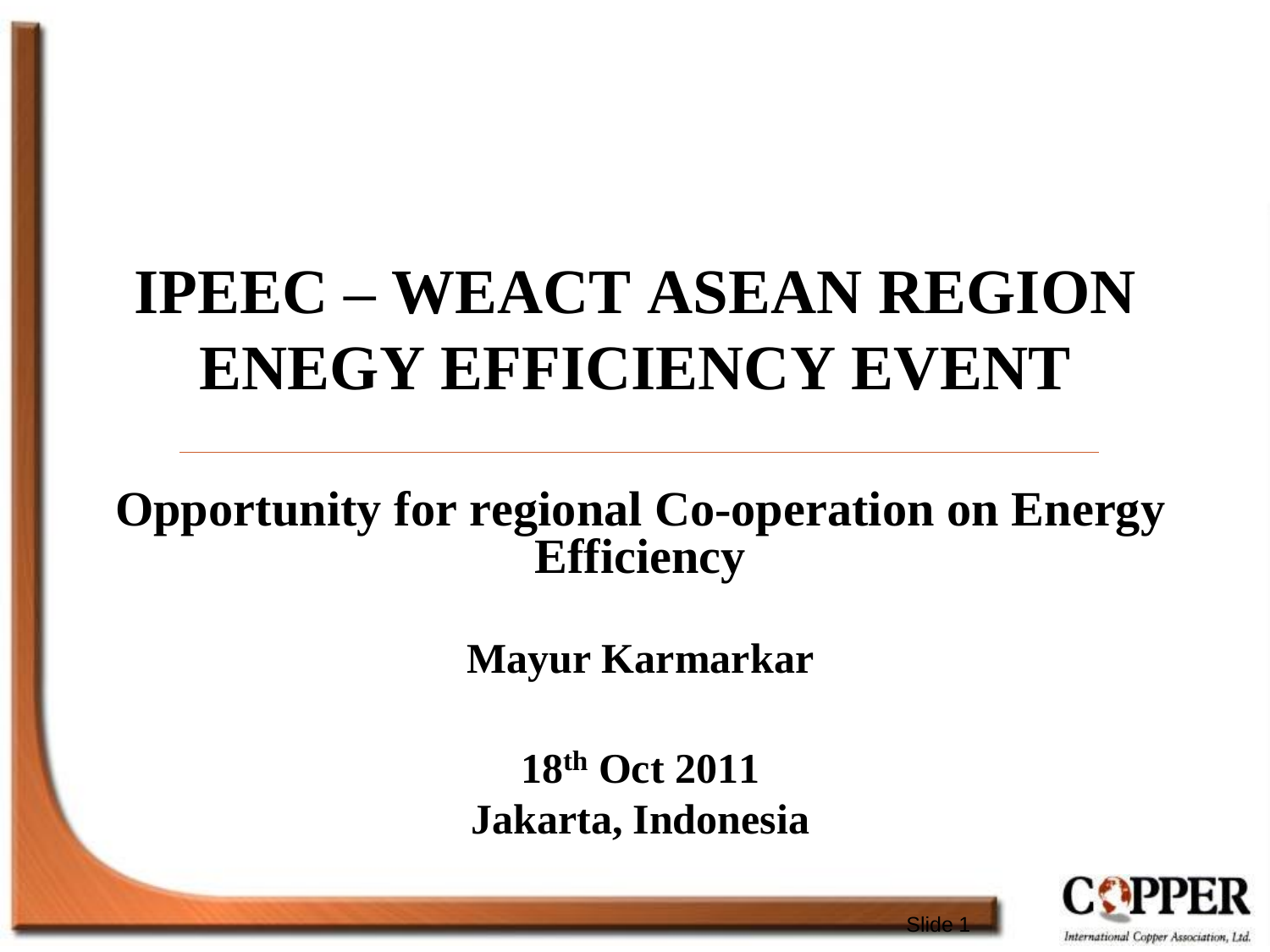# IPEEC – WEACT ASEAN REGION ENEGY EFFICIENCY EVENT

## Opportunity for regional Co-operation on Energy Efficiency

**Mayur Karmarkar**

**18th Oct 2011**
**Jakarta, Indonesia**

COPPER
International Copper Association, Ltd.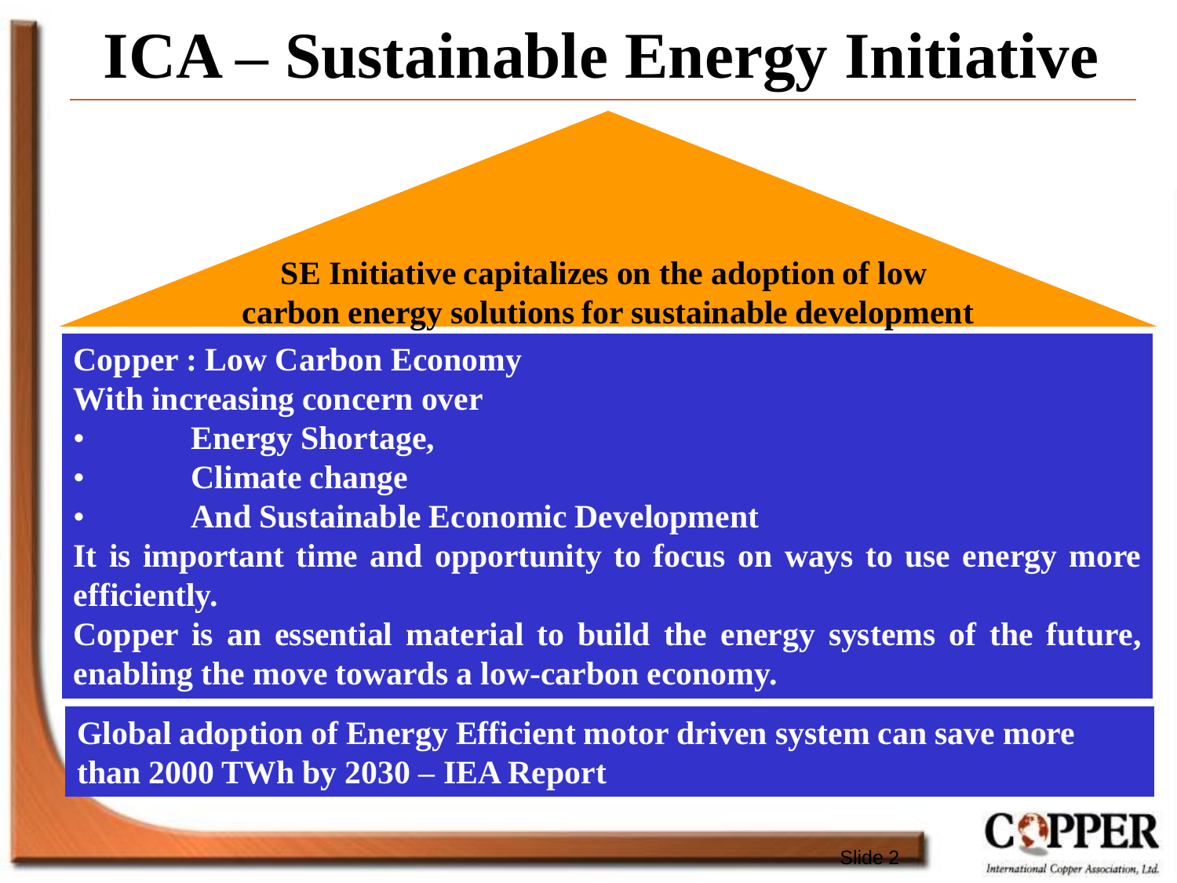# ICA – Sustainable Energy Initiative

**SE Initiative capitalizes on the adoption of low carbon energy solutions for sustainable development**

**Copper : Low Carbon Economy**

**With increasing concern over**

- **Energy Shortage,**
- **Climate change**
- **And Sustainable Economic Development**

**It is important time and opportunity to focus on ways to use energy more efficiently.**

**Copper is an essential material to build the energy systems of the future, enabling the move towards a low-carbon economy.**

**Global adoption of Energy Efficient motor driven system can save more than 2000 TWh by 2030 – IEA Report**

COPPER

International Copper Association, Ltd.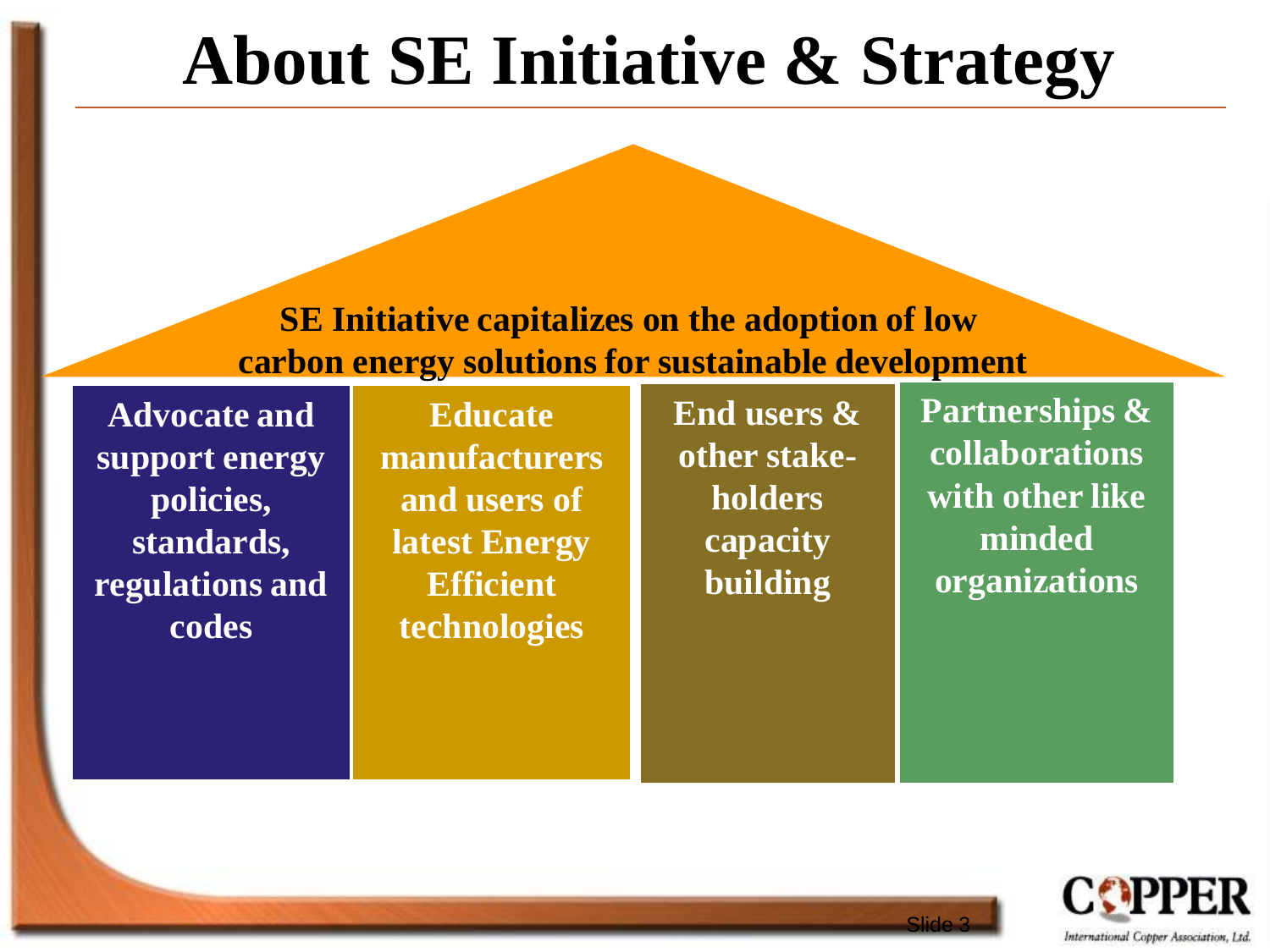# About SE Initiative & Strategy

**SE Initiative capitalizes on the adoption of low carbon energy solutions for sustainable development**

- **Advocate and support energy policies, standards, regulations and codes**
- **Educate manufacturers and users of latest Energy Efficient technologies**
- **End users & other stake-holders capacity building**
- **Partnerships & collaborations with other like minded organizations**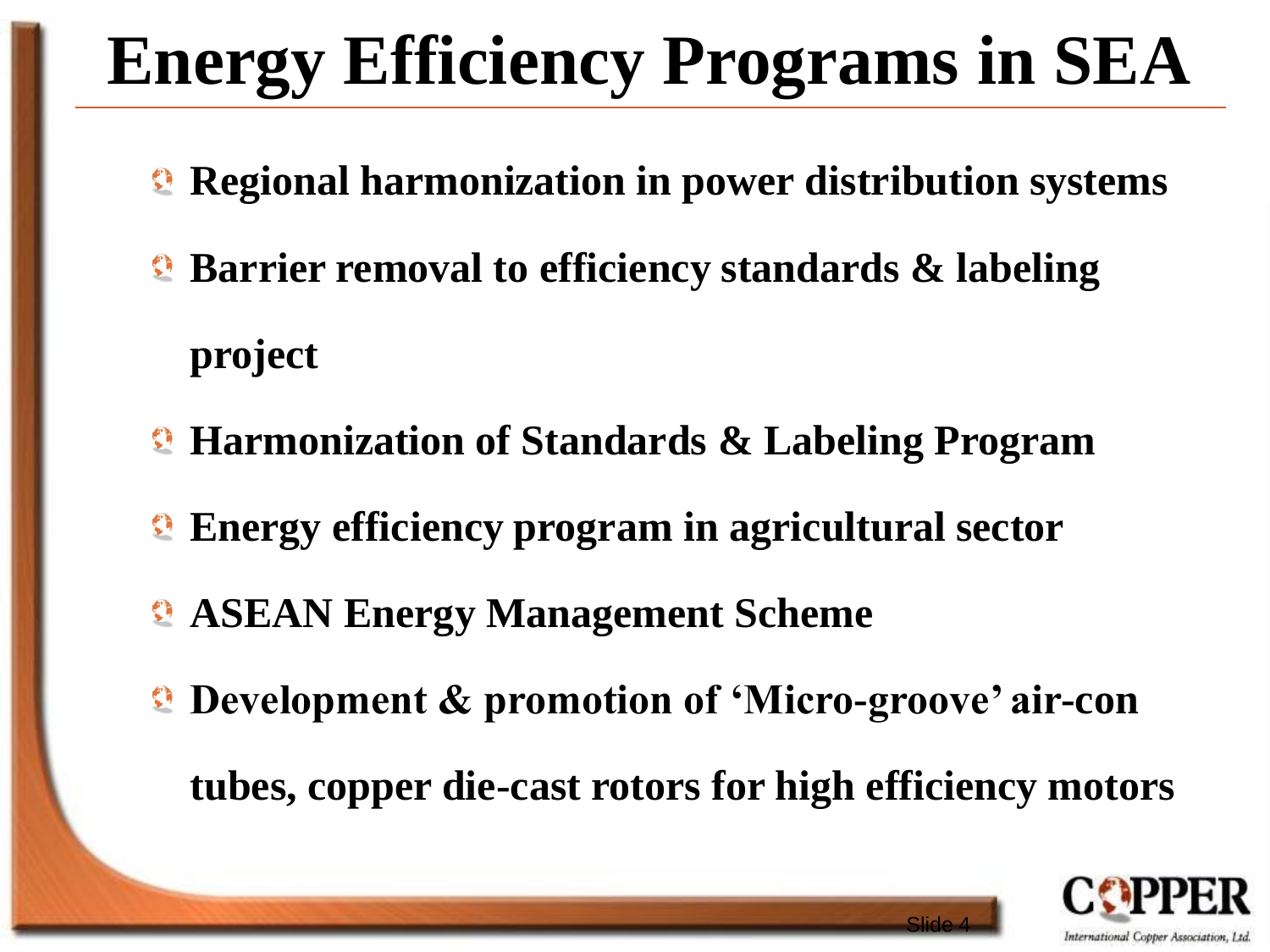# Energy Efficiency Programs in SEA

- **Regional harmonization in power distribution systems**
- **Barrier removal to efficiency standards & labeling project**
- **Harmonization of Standards & Labeling Program**
- **Energy efficiency program in agricultural sector**
- **ASEAN Energy Management Scheme**
- **Development & promotion of 'Micro-groove' air-con tubes, copper die-cast rotors for high efficiency motors**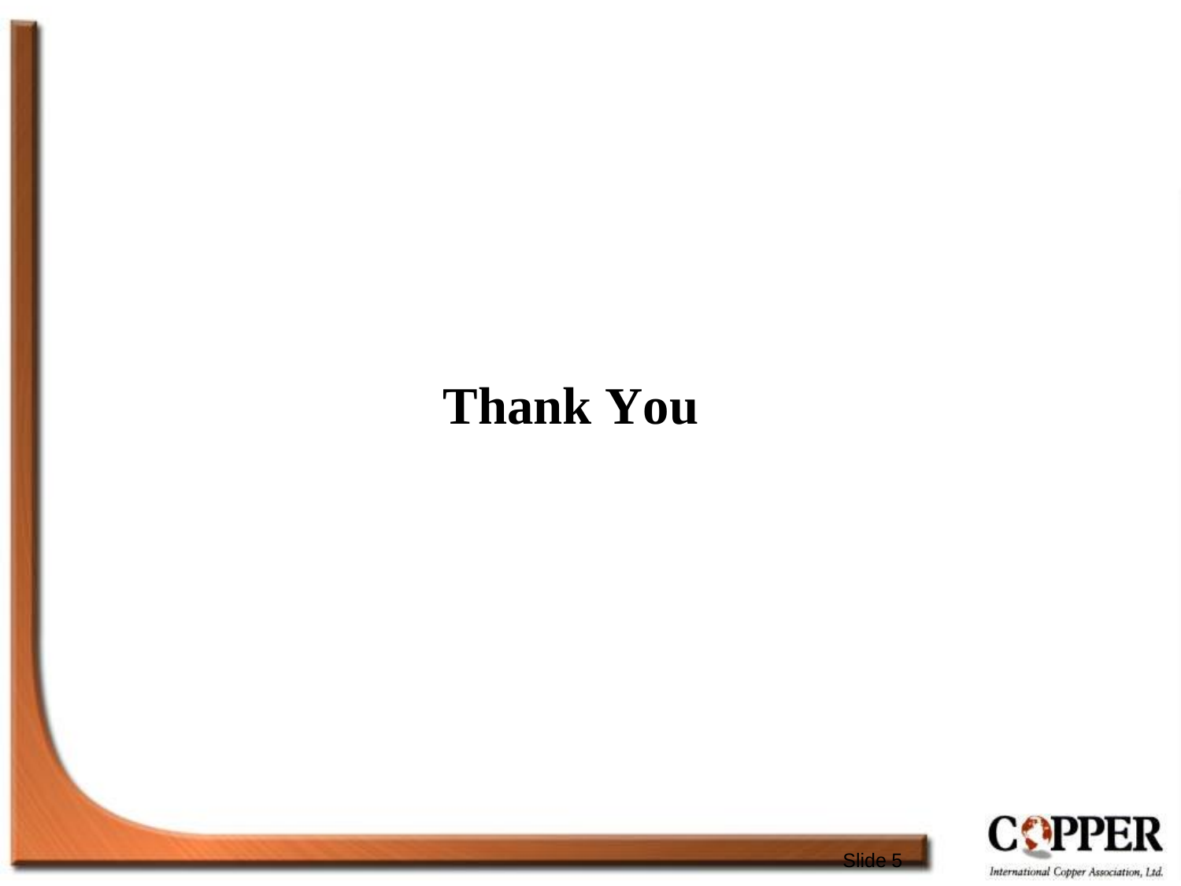# Thank You